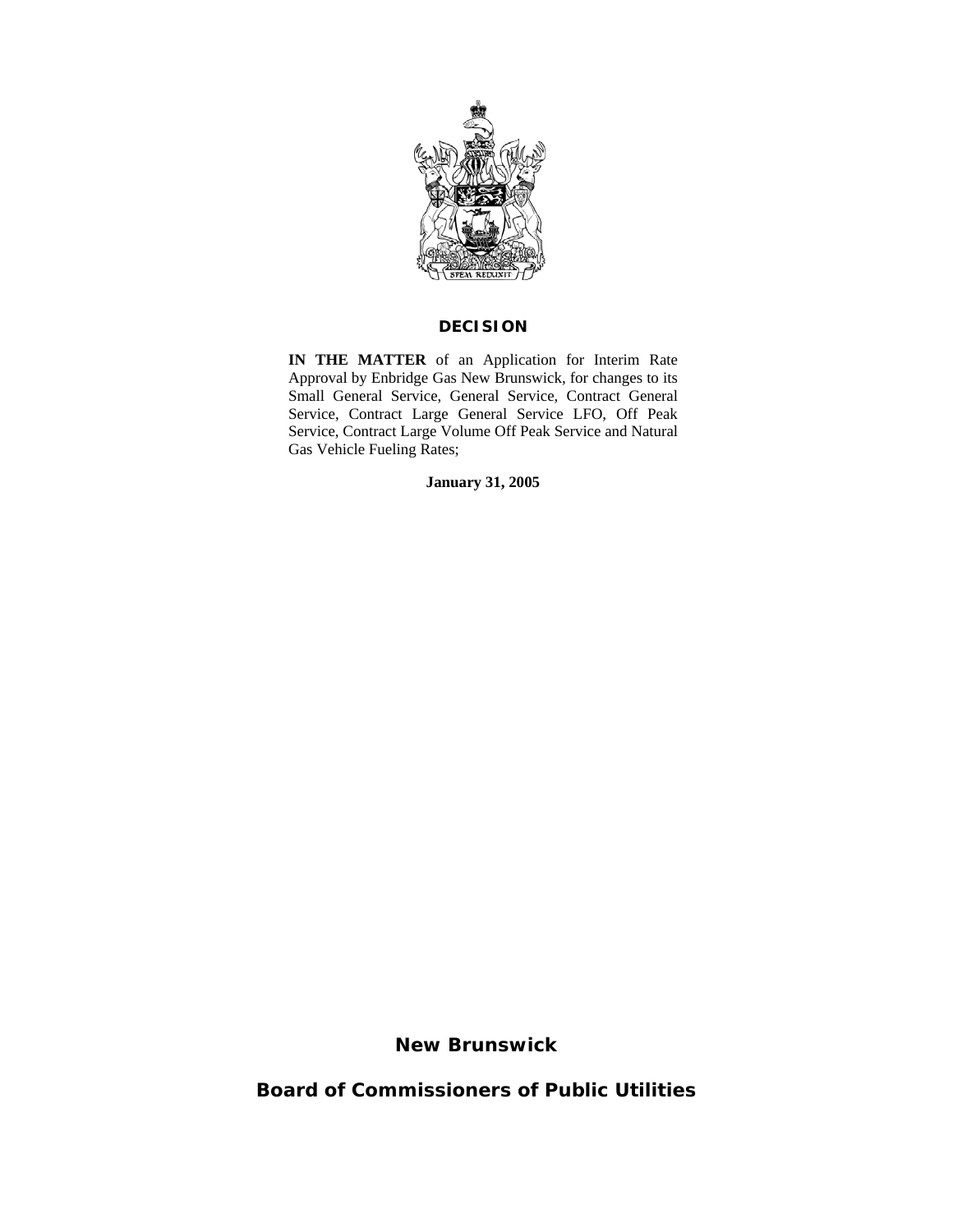# DECISION

**IN THE MATTER** of an Application for Interim Rate Approval by Enbridge Gas New Brunswick, for changes to its Small General Service, General Service, Contract General Service, Contract Large General Service LFO, Off Peak Service, Contract Large Volume Off Peak Service and Natural Gas Vehicle Fueling Rates;

**January 31, 2005**

**New Brunswick**

**Board of Commissioners of Public Utilities**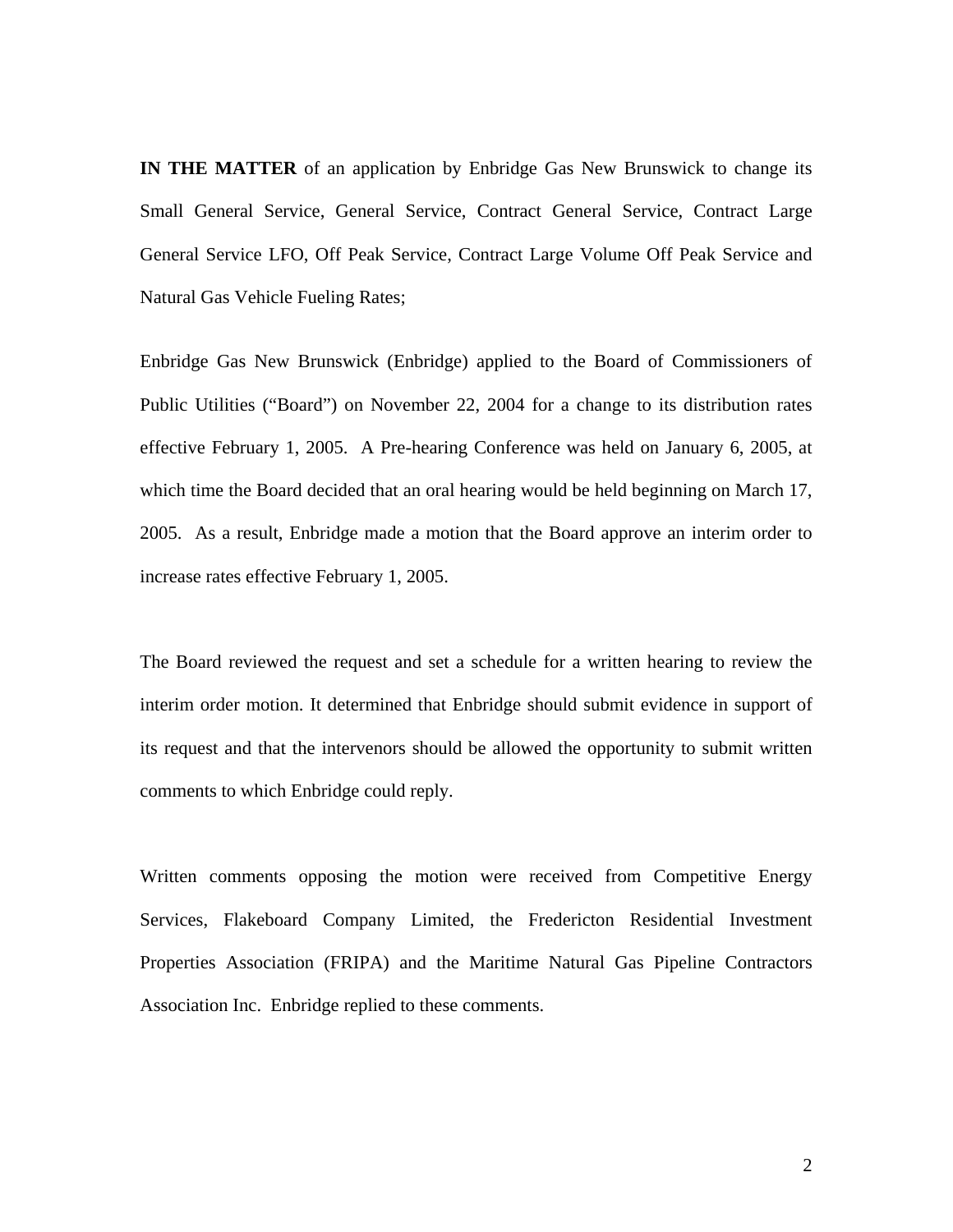**IN THE MATTER** of an application by Enbridge Gas New Brunswick to change its Small General Service, General Service, Contract General Service, Contract Large General Service LFO, Off Peak Service, Contract Large Volume Off Peak Service and Natural Gas Vehicle Fueling Rates;

Enbridge Gas New Brunswick (Enbridge) applied to the Board of Commissioners of Public Utilities ("Board") on November 22, 2004 for a change to its distribution rates effective February 1, 2005. A Pre-hearing Conference was held on January 6, 2005, at which time the Board decided that an oral hearing would be held beginning on March 17, 2005. As a result, Enbridge made a motion that the Board approve an interim order to increase rates effective February 1, 2005.

The Board reviewed the request and set a schedule for a written hearing to review the interim order motion. It determined that Enbridge should submit evidence in support of its request and that the intervenors should be allowed the opportunity to submit written comments to which Enbridge could reply.

Written comments opposing the motion were received from Competitive Energy Services, Flakeboard Company Limited, the Fredericton Residential Investment Properties Association (FRIPA) and the Maritime Natural Gas Pipeline Contractors Association Inc. Enbridge replied to these comments.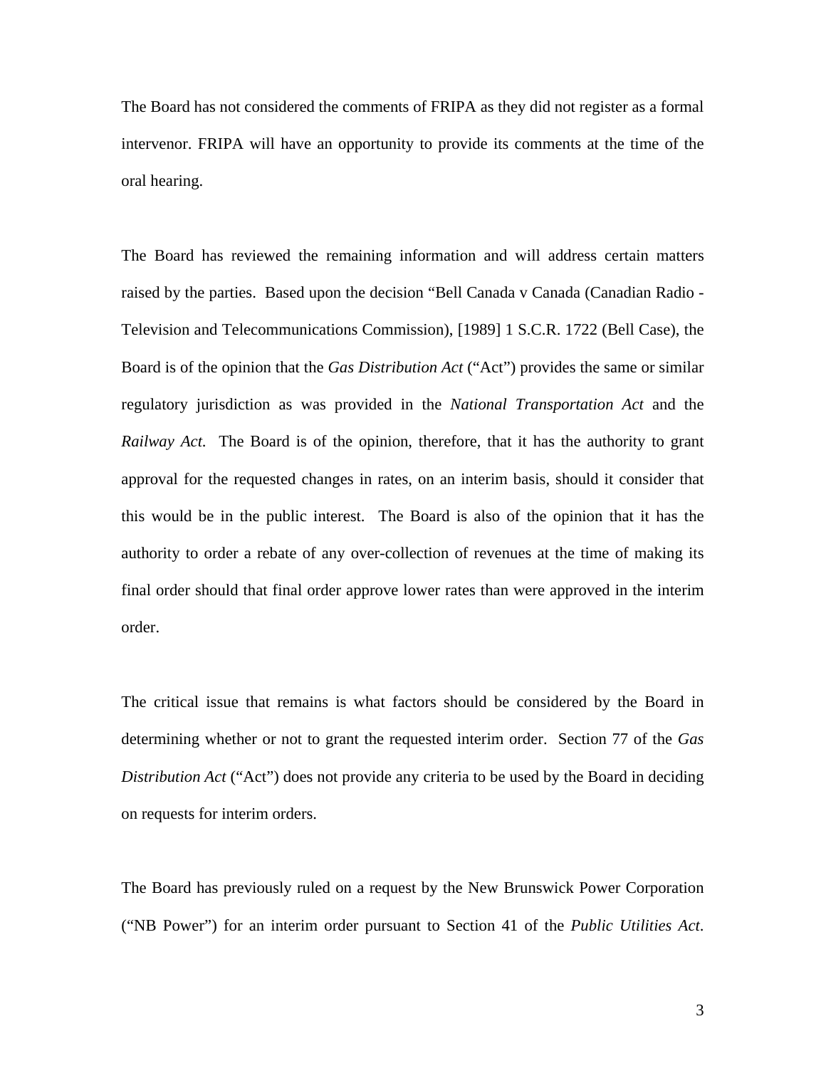The Board has not considered the comments of FRIPA as they did not register as a formal intervenor. FRIPA will have an opportunity to provide its comments at the time of the oral hearing.

The Board has reviewed the remaining information and will address certain matters raised by the parties. Based upon the decision "Bell Canada v Canada (Canadian Radio - Television and Telecommunications Commission), [1989] 1 S.C.R. 1722 (Bell Case), the Board is of the opinion that the *Gas Distribution Act* ("Act") provides the same or similar regulatory jurisdiction as was provided in the *National Transportation Act* and the *Railway Act.* The Board is of the opinion, therefore, that it has the authority to grant approval for the requested changes in rates, on an interim basis, should it consider that this would be in the public interest. The Board is also of the opinion that it has the authority to order a rebate of any over-collection of revenues at the time of making its final order should that final order approve lower rates than were approved in the interim order.

The critical issue that remains is what factors should be considered by the Board in determining whether or not to grant the requested interim order. Section 77 of the *Gas Distribution Act* ("Act") does not provide any criteria to be used by the Board in deciding on requests for interim orders.

The Board has previously ruled on a request by the New Brunswick Power Corporation ("NB Power") for an interim order pursuant to Section 41 of the *Public Utilities Act*.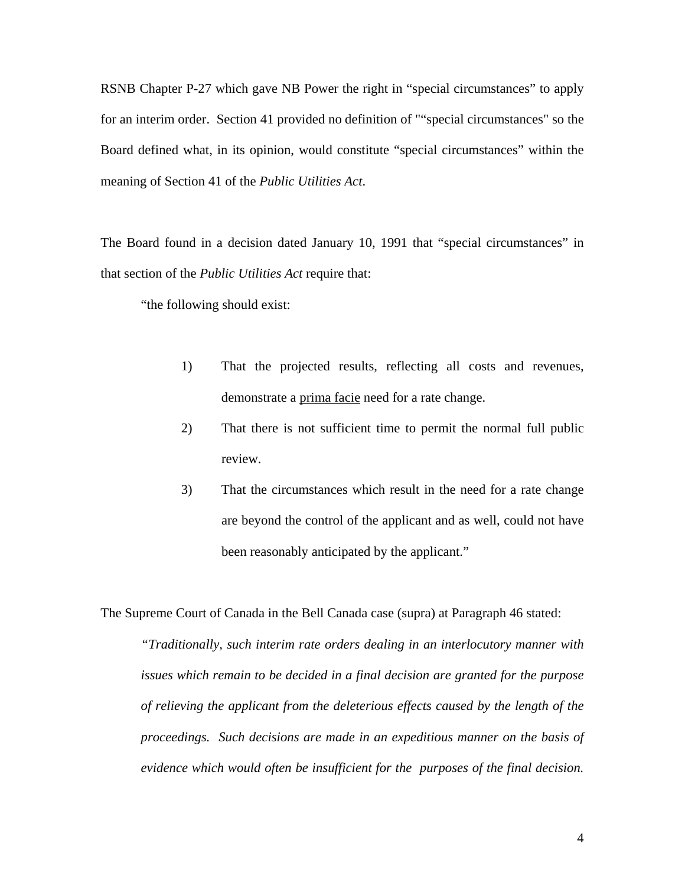RSNB Chapter P-27 which gave NB Power the right in "special circumstances" to apply for an interim order. Section 41 provided no definition of "“special circumstances" so the Board defined what, in its opinion, would constitute "special circumstances" within the meaning of Section 41 of the *Public Utilities Act*.

The Board found in a decision dated January 10, 1991 that "special circumstances" in that section of the *Public Utilities Act* require that:

> "the following should exist:
>
> 1) That the projected results, reflecting all costs and revenues, demonstrate a <u>prima facie</u> need for a rate change.
> 2) That there is not sufficient time to permit the normal full public review.
> 3) That the circumstances which result in the need for a rate change are beyond the control of the applicant and as well, could not have been reasonably anticipated by the applicant."

The Supreme Court of Canada in the Bell Canada case (supra) at Paragraph 46 stated:

> *"Traditionally, such interim rate orders dealing in an interlocutory manner with issues which remain to be decided in a final decision are granted for the purpose of relieving the applicant from the deleterious effects caused by the length of the proceedings. Such decisions are made in an expeditious manner on the basis of evidence which would often be insufficient for the purposes of the final decision.*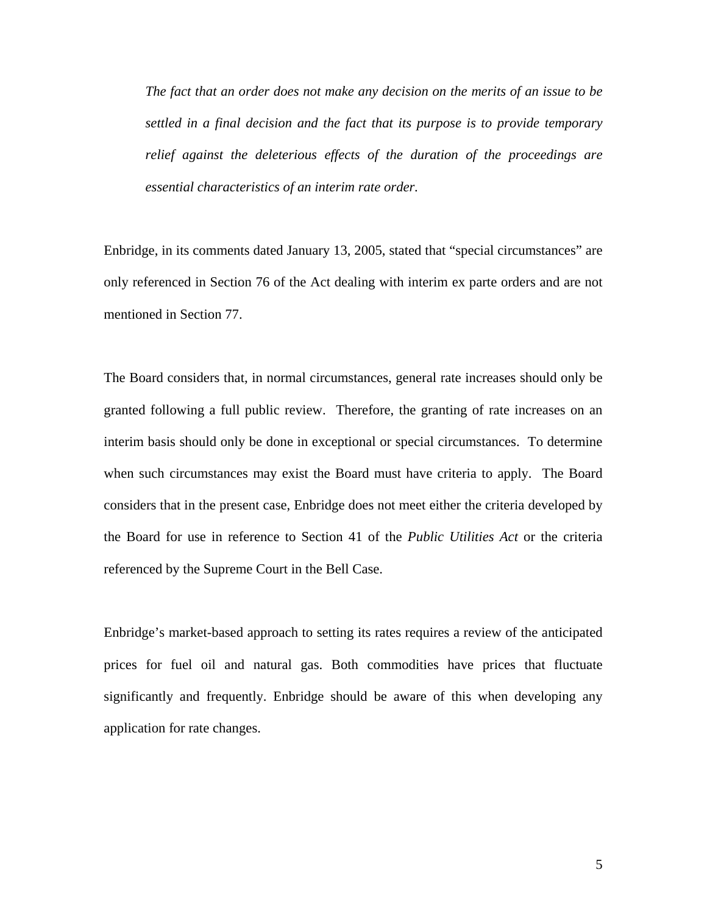> *The fact that an order does not make any decision on the merits of an issue to be settled in a final decision and the fact that its purpose is to provide temporary relief against the deleterious effects of the duration of the proceedings are essential characteristics of an interim rate order.*

Enbridge, in its comments dated January 13, 2005, stated that "special circumstances" are only referenced in Section 76 of the Act dealing with interim ex parte orders and are not mentioned in Section 77.

The Board considers that, in normal circumstances, general rate increases should only be granted following a full public review. Therefore, the granting of rate increases on an interim basis should only be done in exceptional or special circumstances. To determine when such circumstances may exist the Board must have criteria to apply. The Board considers that in the present case, Enbridge does not meet either the criteria developed by the Board for use in reference to Section 41 of the *Public Utilities Act* or the criteria referenced by the Supreme Court in the Bell Case.

Enbridge's market-based approach to setting its rates requires a review of the anticipated prices for fuel oil and natural gas. Both commodities have prices that fluctuate significantly and frequently. Enbridge should be aware of this when developing any application for rate changes.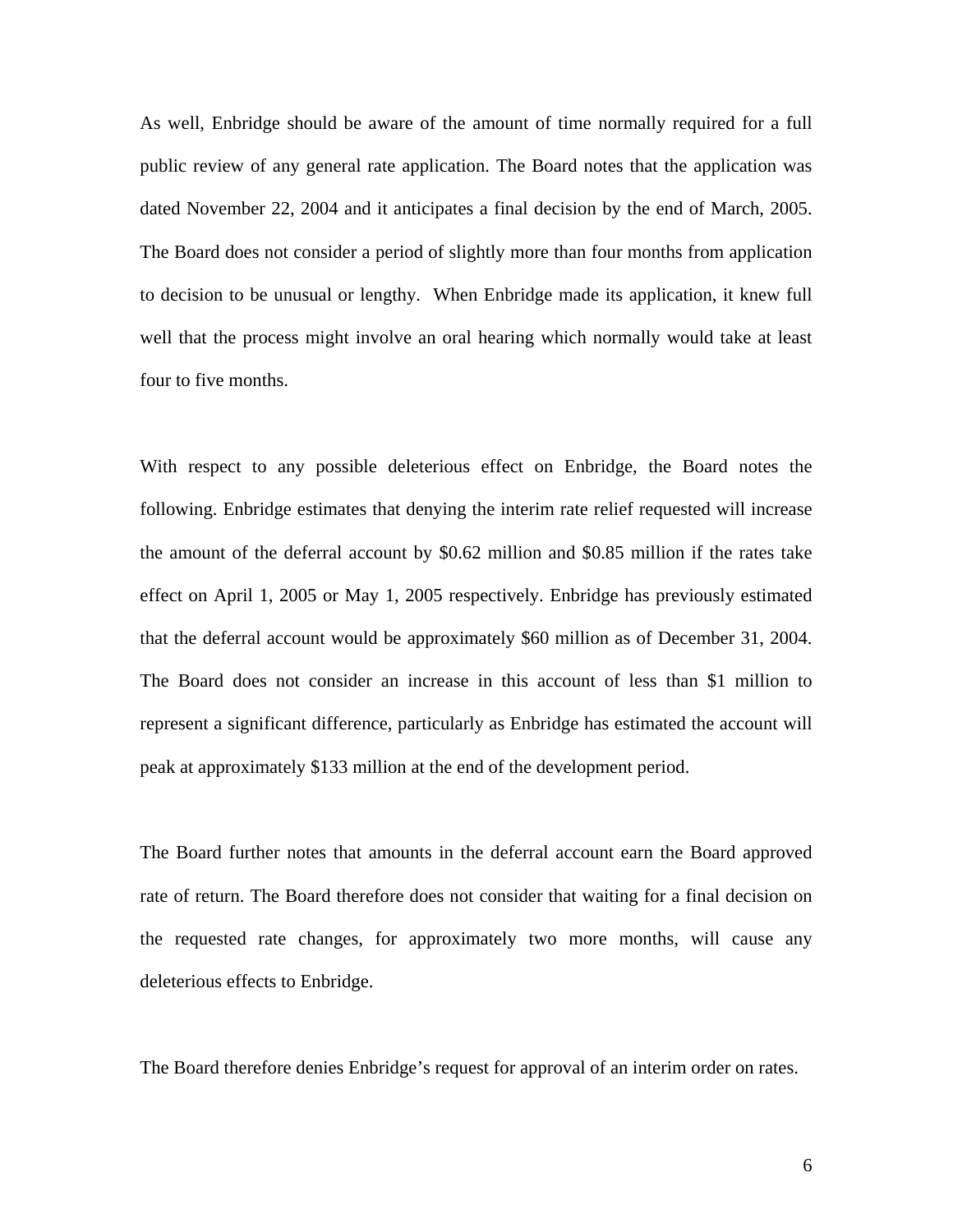As well, Enbridge should be aware of the amount of time normally required for a full public review of any general rate application. The Board notes that the application was dated November 22, 2004 and it anticipates a final decision by the end of March, 2005. The Board does not consider a period of slightly more than four months from application to decision to be unusual or lengthy. When Enbridge made its application, it knew full well that the process might involve an oral hearing which normally would take at least four to five months.

With respect to any possible deleterious effect on Enbridge, the Board notes the following. Enbridge estimates that denying the interim rate relief requested will increase the amount of the deferral account by $0.62 million and $0.85 million if the rates take effect on April 1, 2005 or May 1, 2005 respectively. Enbridge has previously estimated that the deferral account would be approximately $60 million as of December 31, 2004. The Board does not consider an increase in this account of less than $1 million to represent a significant difference, particularly as Enbridge has estimated the account will peak at approximately $133 million at the end of the development period.

The Board further notes that amounts in the deferral account earn the Board approved rate of return. The Board therefore does not consider that waiting for a final decision on the requested rate changes, for approximately two more months, will cause any deleterious effects to Enbridge.

The Board therefore denies Enbridge's request for approval of an interim order on rates.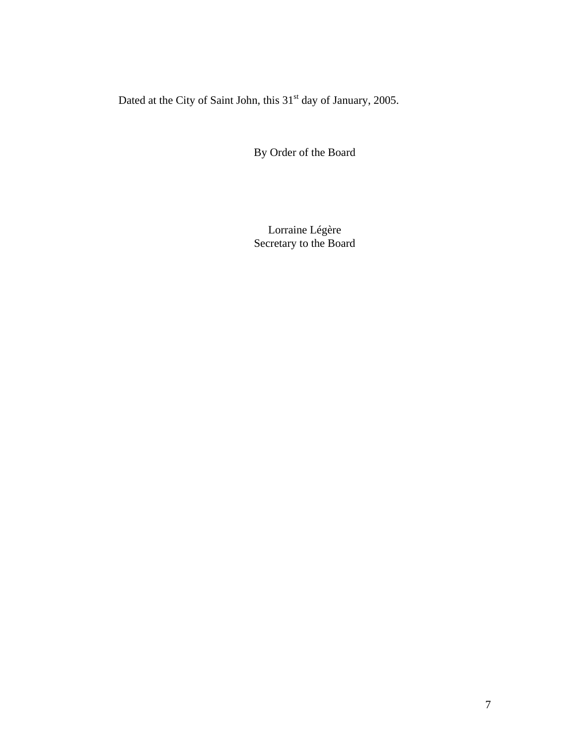Dated at the City of Saint John, this 31st day of January, 2005.

By Order of the Board

Lorraine Légère
Secretary to the Board